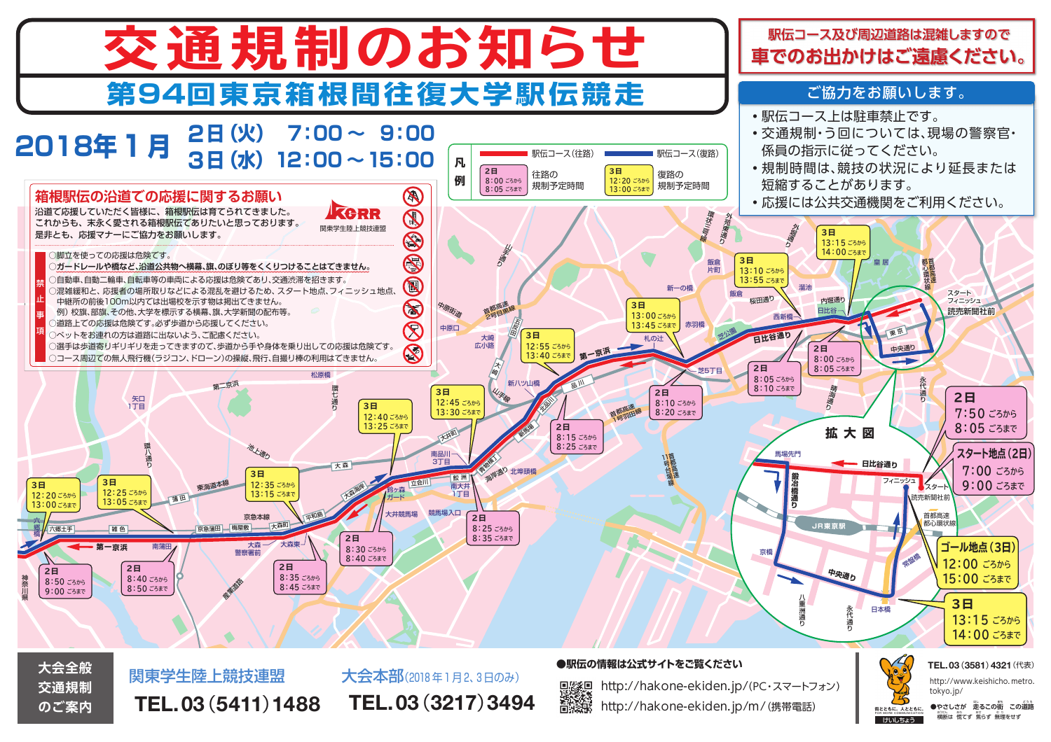# 交通規制のお知らせ

## 第94回東京箱根間往復大学駅伝競走

**2018年1月**
**2日(火) 7:00～ 9:00**
**3日(水) 12:00～15:00**

駅伝コース及び周辺道路は混雑しますので
**車でのお出かけはご遠慮ください。**

### ご協力をお願いします。

- 駅伝コース上は駐車禁止です。
- 交通規制・う回については、現場の警察官・係員の指示に従ってください。
- 規制時間は、競技の状況により延長または短縮することがあります。
- 応援には公共交通機関をご利用ください。

### 凡例

- 駅伝コース(往路)
- 駅伝コース(復路)
- 2日 8:00ごろから 8:05ごろまで　往路の規制予定時間
- 3日 12:20ごろから 13:00ごろまで　復路の規制予定時間

### 箱根駅伝の沿道での応援に関するお願い

沿道で応援していただく皆様に、箱根駅伝は育てられてきました。
これからも、末永く愛される箱根駅伝でありたいと思っております。
是非とも、応援マナーにご協力をお願いします。

関東学生陸上競技連盟

**禁止事項**

- ○脚立を使っての応援は危険です。
- ○**ガードレールや橋など、沿道公共物へ横幕、旗、のぼり等をくくりつけることはできません。**
- ○自動車、自動二輪車、自転車等の車両による応援は危険であり、交通渋滞を招きます。
- ○混雑緩和と、応援者の場所取りなどによる混乱を避けるため、スタート地点、フィニッシュ地点、中継所の前後100m以内では出場校を示す物は掲出できません。
  例）校旗、部旗、その他、大学を標示する横幕、旗、大学新聞の配布等。
- ○道路上での応援は危険です。必ず歩道から応援してください。
- ○ペットをお連れの方は道路に出ないよう、ご配慮ください。
- ○選手は歩道寄りギリギリを走ってきますので、歩道から手や身体を乗り出しての応援は危険です。
- ○コース周辺での無人飛行機(ラジコン、ドローン)の操縦、飛行、自撮り棒の利用はできません。

### 規制予定時間

| 地点 | 2日(往路) | 3日(復路) |
|---|---|---|
| スタート地点(2日) | 7:00ごろから 9:00ごろまで | |
| ゴール地点(3日) | | 12:00ごろから 15:00ごろまで |
| 大手町周辺 | 7:50ごろから 8:05ごろまで | 13:15ごろから 14:00ごろまで |
| 日比谷 | 8:00ごろから 8:05ごろまで | 13:15ごろから 14:00ごろまで |
| 内幸町・西新橋 | 8:05ごろから 8:10ごろまで | 13:10ごろから 13:55ごろまで |
| 芝5丁目・札の辻 | 8:10ごろから 8:20ごろまで | 13:00ごろから 13:45ごろまで |
| 品川 | 8:15ごろから 8:25ごろまで | 12:55ごろから 13:40ごろまで |
| 鮫洲・南大井 | 8:25ごろから 8:35ごろまで | 12:45ごろから 13:30ごろまで |
| 鈴ヶ森 | 8:30ごろから 8:40ごろまで | 12:40ごろから 13:25ごろまで |
| 大森 | 8:35ごろから 8:45ごろまで | 12:35ごろから 13:15ごろまで |
| 蒲田 | 8:40ごろから 8:50ごろまで | 12:25ごろから 13:05ごろまで |
| 六郷橋 | 8:50ごろから 9:00ごろまで | 12:20ごろから 13:00ごろまで |

拡大図：スタート 読売新聞社前、フィニッシュ、日比谷通り、馬場先門、鍛冶橋通り、JR東京駅、中央通り、京橋、日本橋、常盤橋、首都高速都心環状線、八重洲通り、永代通り

---

**大会全般 交通規制のご案内**

関東学生陸上競技連盟　**TEL.03(5411)1488**

大会本部(2018年1月2、3日のみ)　**TEL.03(3217)3494**

●駅伝の情報は公式サイトをご覧ください
http://hakone-ekiden.jp/(PC・スマートフォン)
http://hakone-ekiden.jp/m/(携帯電話)

警視庁　TEL.03(3581)4321(代表)
http://www.keishicho.metro.tokyo.jp/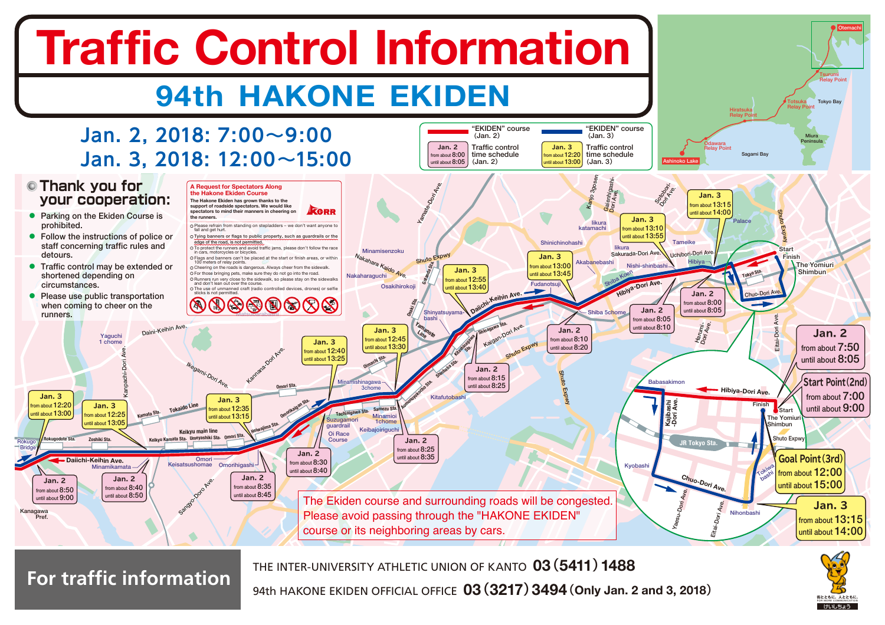# Traffic Control Information

## 94th HAKONE EKIDEN

**Jan. 2, 2018: 7:00～9:00**

**Jan. 3, 2018: 12:00～15:00**

"EKIDEN" course (Jan. 2)

"EKIDEN" course (Jan. 3)

Jan. 2 from about 8:00 until about 8:05 — Traffic control time schedule (Jan. 2)

Jan. 3 from about 12:20 until about 13:00 — Traffic control time schedule (Jan. 3)

### Thank you for your cooperation:

- Parking on the Ekiden Course is prohibited.
- Follow the instructions of police or staff concerning traffic rules and detours.
- Traffic control may be extended or shortened depending on circumstances.
- Please use public transportation when coming to cheer on the runners.

### A Request for Spectators Along the Hakone Ekiden Course

The Hakone Ekiden has grown thanks to the support of roadside spectators. We would like spectators to mind their manners in cheering on the runners.

- Please refrain from standing on stepladders – we don't want anyone to fall and get hurt.
- Tying banners or flags to public property, such as guardrails or the edge of the road, is not permitted.
- To protect the runners and avoid traffic jams, please don't follow the race in cars, motorcycles or bicycles.
- Flags and banners can't be placed at the start or finish areas, or within 100 meters of relay points.
- Cheering on the roads is dangerous. Always cheer from the sidewalk.
- For those bringing pets, make sure they do not go into the road.
- Runners run very close to the sidewalk, so please stay on the sidewalks and don't lean out over the course.
- The use of unmanned craft (radio controlled devices, drones) or selfie sticks is not permitted.

Otemachi

Tsurumi Relay Point

Totsuka Relay Point

Hiratsuka Relay Point

Odawara Relay Point

Ashinoko Lake

Tokyo Bay

Miura Peninsula

Sagami Bay

Jan. 3 from about 13:15 until about 14:00

Jan. 3 from about 13:10 until about 13:55

Jan. 3 from about 13:00 until about 13:45

Jan. 3 from about 12:55 until about 13:40

Jan. 3 from about 12:45 until about 13:30

Jan. 3 from about 12:40 until about 13:25

Jan. 3 from about 12:35 until about 13:15

Jan. 3 from about 12:25 until about 13:05

Jan. 3 from about 12:20 until about 13:00

Jan. 2 from about 8:00 until about 8:05

Jan. 2 from about 8:05 until about 8:10

Jan. 2 from about 8:10 until about 8:20

Jan. 2 from about 8:15 until about 8:25

Jan. 2 from about 8:25 until about 8:35

Jan. 2 from about 8:30 until about 8:40

Jan. 2 from about 8:35 until about 8:45

Jan. 2 from about 8:40 until about 8:50

Jan. 2 from about 8:50 until about 9:00

Jan. 2 from about 7:50 until about 8:05

Start Point (2nd) from about 7:00 until about 9:00

Goal Point (3rd) from about 12:00 until about 15:00

Jan. 3 from about 13:15 until about 14:00

Babasakimon, Hibiya-Dori Ave., Finish, Start, The Yomiuri Shimbun, Shuto Expwy, Kajibashi-Dori Ave., JR Tokyo Sta., Kyobashi, Chuo-Dori Ave., Tokiwabashi, Yaesu-Dori Ave., Eitai-Dori Ave., Nihonbashi

Palace, Tameike, Hibiya, Uchibori-Dori Ave., Tokyo Sta., Chuo-Dori Ave., The Yomiuri Shimbun, Start, Finish, Iikura, Iikura katamachi, Sakurada-Dori Ave., Nishi-shinbashi, Shinichinohashi, Akabanebashi, Shiba Koen, Hibiya-Dori Ave., Shiba 5chome, Fudanotsuji, Daiichi-Keihin Ave., Shinagawa Sta., Kaigan-Dori Ave., Shuto Expwy, Shinagawa-basi, Minamishinagawa 3chome, Kitafutobashi, Samezu Sta., Minamioi 1chome, Keibajoiriguchi, Suzugamori guardrail, Oi Race Course, Tachiaigawa Sta., Omori Sta., Omorikaigan Sta., Heiwajima Sta., Omori, Keisatsushomae, Omorihigashi, Sangyo-Doro Ave., Umeyashiki Sta., Keikyu Kamata Sta., Keikyu main line, Kamata Sta., Tokaido Line, Zoshiki Sta., Rokugodote Sta., Rokugo Bridge, Daiichi-Keihin Ave., Minamikamata, Kanagawa Pref., Yaguchi 1 chome, Kanpachi-Dori Ave., Daini-Keihin Ave., Ikegami-Dori Ave., Kannana-Dori Ave., Minamisenzoku, Nakahara Kaido Ave., Nakaharaguchi, Osakihirokoji, Shuto Expwy, Yamate-Dori Ave., Gotanda Sta., Osaki Sta., Yamanote Line, Shinyatsuyamabashi, Gotenyama, Kitashinagawa Sta., Shinbaba Sta., Aomonoyokocho Sta., Kamio 3gosen, Gaienhigashi-Dori Ave., Sotobori-Dori Ave., Shuto Expwy, Harumi-Dori Ave., Eitai-Dori Ave.

The Ekiden course and surrounding roads will be congested. Please avoid passing through the "HAKONE EKIDEN" course or its neighboring areas by cars.

## For traffic information

THE INTER-UNIVERSITY ATHLETIC UNION OF KANTO **03 (5411) 1488**

94th HAKONE EKIDEN OFFICIAL OFFICE **03 (3217) 3494 (Only Jan. 2 and 3, 2018)**

都民とともに、人とともに。 FOR MORE COMMUNICATION けいしちょう